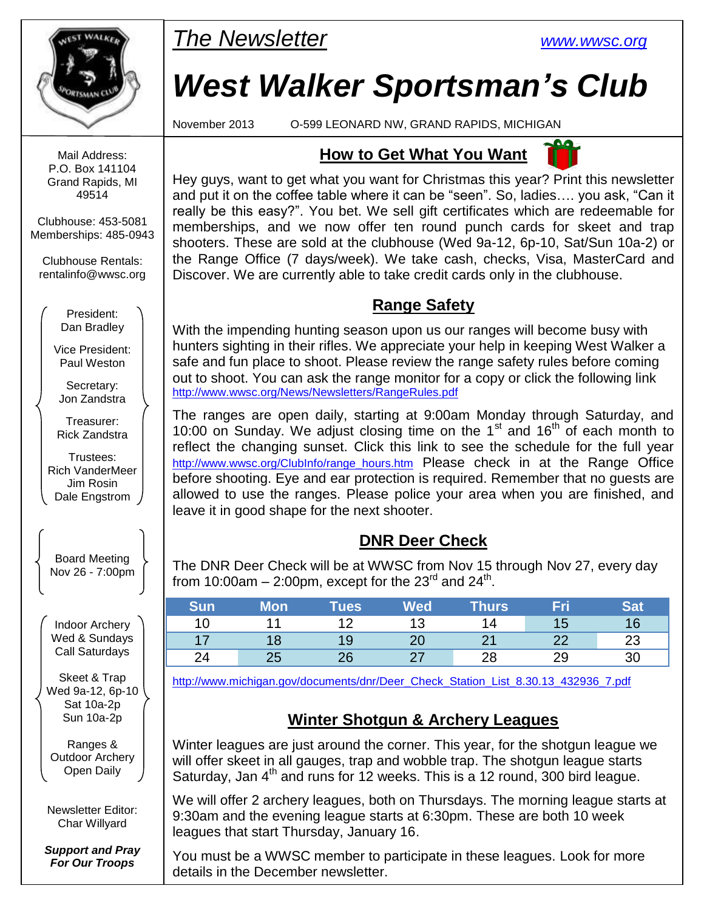*The Newsletter* www.wwsc.org

# *West Walker Sportsman's Club*

November 2013 O-599 LEONARD NW, GRAND RAPIDS, MICHIGAN

Mail Address:
P.O. Box 141104
Grand Rapids, MI
49514

Clubhouse: 453-5081
Memberships: 485-0943

Clubhouse Rentals:
rentalinfo@wwsc.org

President:
Dan Bradley

Vice President:
Paul Weston

Secretary:
Jon Zandstra

Treasurer:
Rick Zandstra

Trustees:
Rich VanderMeer
Jim Rosin
Dale Engstrom

Board Meeting
Nov 26 - 7:00pm

Indoor Archery
Wed & Sundays
Call Saturdays

Skeet & Trap
Wed 9a-12, 6p-10
Sat 10a-2p
Sun 10a-2p

Ranges &
Outdoor Archery
Open Daily

Newsletter Editor:
Char Willyard

***Support and Pray For Our Troops***

## How to Get What You Want

Hey guys, want to get what you want for Christmas this year? Print this newsletter and put it on the coffee table where it can be "seen". So, ladies…. you ask, "Can it really be this easy?". You bet. We sell gift certificates which are redeemable for memberships, and we now offer ten round punch cards for skeet and trap shooters. These are sold at the clubhouse (Wed 9a-12, 6p-10, Sat/Sun 10a-2) or the Range Office (7 days/week). We take cash, checks, Visa, MasterCard and Discover. We are currently able to take credit cards only in the clubhouse.

## Range Safety

With the impending hunting season upon us our ranges will become busy with hunters sighting in their rifles. We appreciate your help in keeping West Walker a safe and fun place to shoot. Please review the range safety rules before coming out to shoot. You can ask the range monitor for a copy or click the following link http://www.wwsc.org/News/Newsletters/RangeRules.pdf

The ranges are open daily, starting at 9:00am Monday through Saturday, and 10:00 on Sunday. We adjust closing time on the 1st and 16th of each month to reflect the changing sunset. Click this link to see the schedule for the full year http://www.wwsc.org/ClubInfo/range_hours.htm Please check in at the Range Office before shooting. Eye and ear protection is required. Remember that no guests are allowed to use the ranges. Please police your area when you are finished, and leave it in good shape for the next shooter.

## DNR Deer Check

The DNR Deer Check will be at WWSC from Nov 15 through Nov 27, every day from 10:00am – 2:00pm, except for the 23rd and 24th.

| Sun | Mon | Tues | Wed | Thurs | Fri | Sat |
|---|---|---|---|---|---|---|
| 10 | 11 | 12 | 13 | 14 | 15 | 16 |
| 17 | 18 | 19 | 20 | 21 | 22 | 23 |
| 24 | 25 | 26 | 27 | 28 | 29 | 30 |

http://www.michigan.gov/documents/dnr/Deer_Check_Station_List_8.30.13_432936_7.pdf

## Winter Shotgun & Archery Leagues

Winter leagues are just around the corner. This year, for the shotgun league we will offer skeet in all gauges, trap and wobble trap. The shotgun league starts Saturday, Jan 4th and runs for 12 weeks. This is a 12 round, 300 bird league.

We will offer 2 archery leagues, both on Thursdays. The morning league starts at 9:30am and the evening league starts at 6:30pm. These are both 10 week leagues that start Thursday, January 16.

You must be a WWSC member to participate in these leagues. Look for more details in the December newsletter.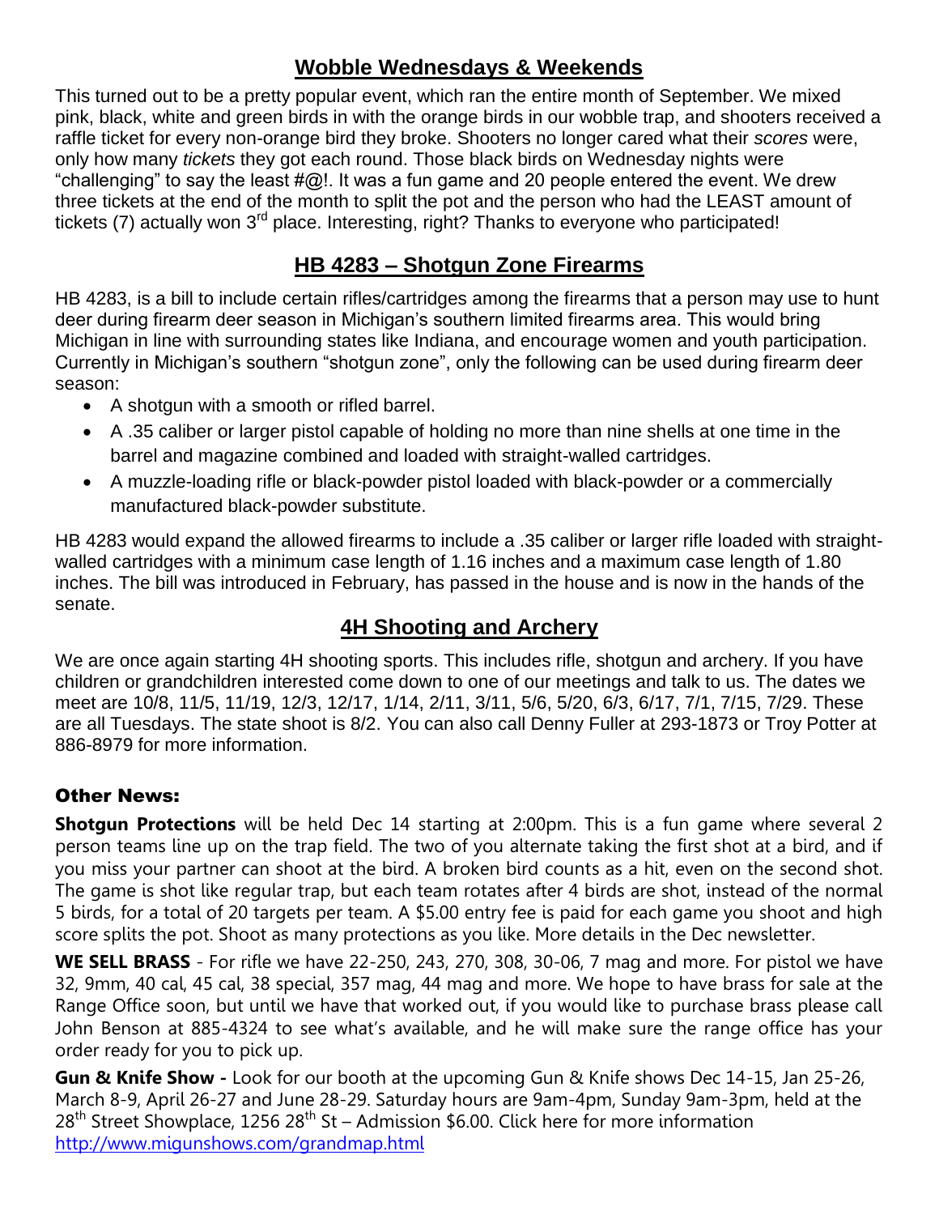## Wobble Wednesdays & Weekends

This turned out to be a pretty popular event, which ran the entire month of September. We mixed pink, black, white and green birds in with the orange birds in our wobble trap, and shooters received a raffle ticket for every non-orange bird they broke. Shooters no longer cared what their *scores* were, only how many *tickets* they got each round. Those black birds on Wednesday nights were "challenging" to say the least #@!. It was a fun game and 20 people entered the event. We drew three tickets at the end of the month to split the pot and the person who had the LEAST amount of tickets (7) actually won 3rd place. Interesting, right? Thanks to everyone who participated!

## HB 4283 – Shotgun Zone Firearms

HB 4283, is a bill to include certain rifles/cartridges among the firearms that a person may use to hunt deer during firearm deer season in Michigan's southern limited firearms area. This would bring Michigan in line with surrounding states like Indiana, and encourage women and youth participation. Currently in Michigan's southern "shotgun zone", only the following can be used during firearm deer season:

- A shotgun with a smooth or rifled barrel.
- A .35 caliber or larger pistol capable of holding no more than nine shells at one time in the barrel and magazine combined and loaded with straight-walled cartridges.
- A muzzle-loading rifle or black-powder pistol loaded with black-powder or a commercially manufactured black-powder substitute.

HB 4283 would expand the allowed firearms to include a .35 caliber or larger rifle loaded with straight-walled cartridges with a minimum case length of 1.16 inches and a maximum case length of 1.80 inches. The bill was introduced in February, has passed in the house and is now in the hands of the senate.

## 4H Shooting and Archery

We are once again starting 4H shooting sports. This includes rifle, shotgun and archery. If you have children or grandchildren interested come down to one of our meetings and talk to us. The dates we meet are 10/8, 11/5, 11/19, 12/3, 12/17, 1/14, 2/11, 3/11, 5/6, 5/20, 6/3, 6/17, 7/1, 7/15, 7/29. These are all Tuesdays. The state shoot is 8/2. You can also call Denny Fuller at 293-1873 or Troy Potter at 886-8979 for more information.

### Other News:

**Shotgun Protections** will be held Dec 14 starting at 2:00pm. This is a fun game where several 2 person teams line up on the trap field. The two of you alternate taking the first shot at a bird, and if you miss your partner can shoot at the bird. A broken bird counts as a hit, even on the second shot. The game is shot like regular trap, but each team rotates after 4 birds are shot, instead of the normal 5 birds, for a total of 20 targets per team. A $5.00 entry fee is paid for each game you shoot and high score splits the pot. Shoot as many protections as you like. More details in the Dec newsletter.

**WE SELL BRASS** - For rifle we have 22-250, 243, 270, 308, 30-06, 7 mag and more. For pistol we have 32, 9mm, 40 cal, 45 cal, 38 special, 357 mag, 44 mag and more. We hope to have brass for sale at the Range Office soon, but until we have that worked out, if you would like to purchase brass please call John Benson at 885-4324 to see what's available, and he will make sure the range office has your order ready for you to pick up.

**Gun & Knife Show -** Look for our booth at the upcoming Gun & Knife shows Dec 14-15, Jan 25-26, March 8-9, April 26-27 and June 28-29. Saturday hours are 9am-4pm, Sunday 9am-3pm, held at the 28th Street Showplace, 1256 28th St – Admission $6.00. Click here for more information http://www.migunshows.com/grandmap.html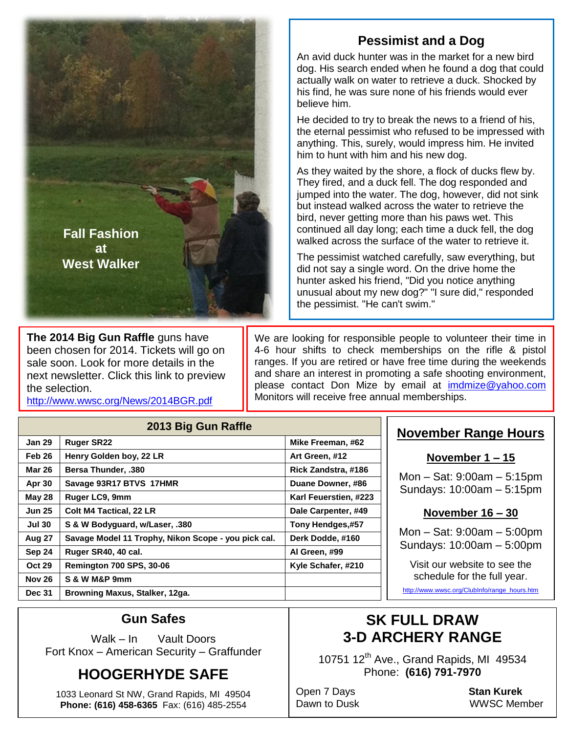Fall Fashion
at
West Walker

## Pessimist and a Dog

An avid duck hunter was in the market for a new bird dog. His search ended when he found a dog that could actually walk on water to retrieve a duck. Shocked by his find, he was sure none of his friends would ever believe him.

He decided to try to break the news to a friend of his, the eternal pessimist who refused to be impressed with anything. This, surely, would impress him. He invited him to hunt with him and his new dog.

As they waited by the shore, a flock of ducks flew by. They fired, and a duck fell. The dog responded and jumped into the water. The dog, however, did not sink but instead walked across the water to retrieve the bird, never getting more than his paws wet. This continued all day long; each time a duck fell, the dog walked across the surface of the water to retrieve it.

The pessimist watched carefully, saw everything, but did not say a single word. On the drive home the hunter asked his friend, "Did you notice anything unusual about my new dog?" "I sure did," responded the pessimist. "He can't swim."

**The 2014 Big Gun Raffle** guns have been chosen for 2014. Tickets will go on sale soon. Look for more details in the next newsletter. Click this link to preview the selection.
http://www.wwsc.org/News/2014BGR.pdf

We are looking for responsible people to volunteer their time in 4-6 hour shifts to check memberships on the rifle & pistol ranges. If you are retired or have free time during the weekends and share an interest in promoting a safe shooting environment, please contact Don Mize by email at imdmize@yahoo.com Monitors will receive free annual memberships.

| 2013 Big Gun Raffle | | |
|---|---|---|
| Jan 29 | Ruger SR22 | Mike Freeman, #62 |
| Feb 26 | Henry Golden boy, 22 LR | Art Green, #12 |
| Mar 26 | Bersa Thunder, .380 | Rick Zandstra, #186 |
| Apr 30 | Savage 93R17 BTVS 17HMR | Duane Downer, #86 |
| May 28 | Ruger LC9, 9mm | Karl Feuerstien, #223 |
| Jun 25 | Colt M4 Tactical, 22 LR | Dale Carpenter, #49 |
| Jul 30 | S & W Bodyguard, w/Laser, .380 | Tony Hendges,#57 |
| Aug 27 | Savage Model 11 Trophy, Nikon Scope - you pick cal. | Derk Dodde, #160 |
| Sep 24 | Ruger SR40, 40 cal. | Al Green, #99 |
| Oct 29 | Remington 700 SPS, 30-06 | Kyle Schafer, #210 |
| Nov 26 | S & W M&P 9mm | |
| Dec 31 | Browning Maxus, Stalker, 12ga. | |

## November Range Hours

**November 1 – 15**

Mon – Sat: 9:00am – 5:15pm
Sundays: 10:00am – 5:15pm

**November 16 – 30**

Mon – Sat: 9:00am – 5:00pm
Sundays: 10:00am – 5:00pm

Visit our website to see the schedule for the full year.

http://www.wwsc.org/ClubInfo/range_hours.htm

## Gun Safes

Walk – In Vault Doors
Fort Knox – American Security – Graffunder

## HOOGERHYDE SAFE

1033 Leonard St NW, Grand Rapids, MI 49504
**Phone: (616) 458-6365** Fax: (616) 485-2554

## SK FULL DRAW 3-D ARCHERY RANGE

10751 12th Ave., Grand Rapids, MI 49534
Phone: **(616) 791-7970**

Open 7 Days
Dawn to Dusk

**Stan Kurek**
WWSC Member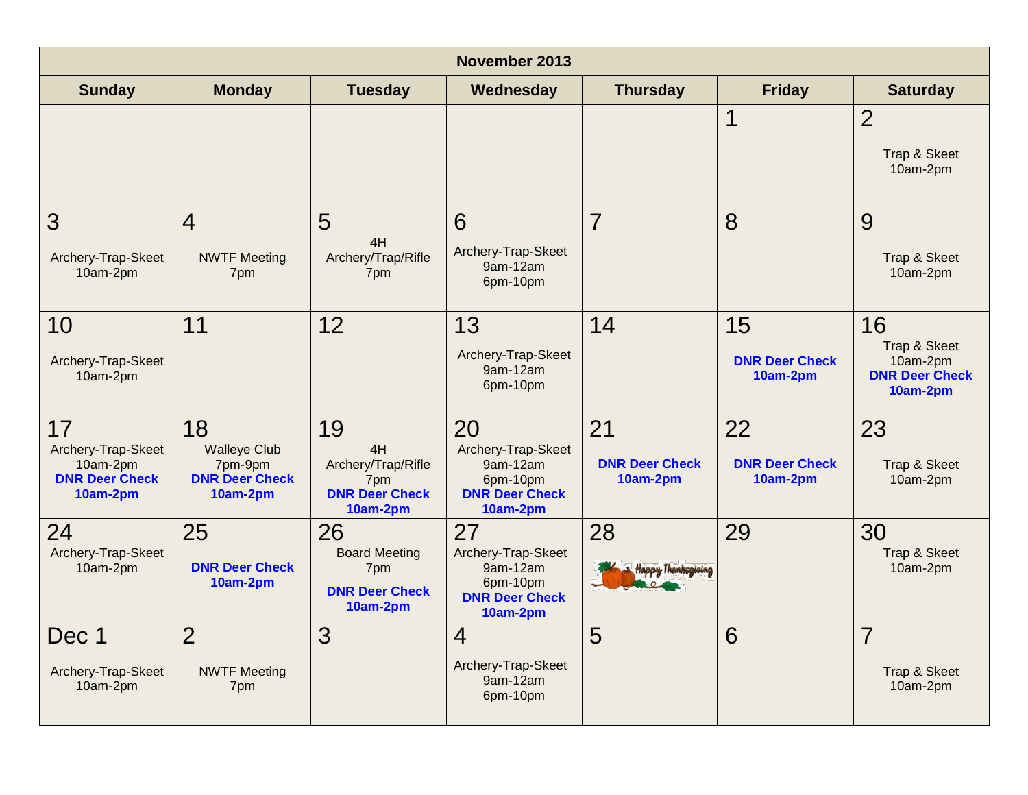| November 2013 | | | | | | |
|---|---|---|---|---|---|---|
| **Sunday** | **Monday** | **Tuesday** | **Wednesday** | **Thursday** | **Friday** | **Saturday** |
| | | | | | 1 | 2<br>Trap & Skeet<br>10am-2pm |
| 3<br>Archery-Trap-Skeet<br>10am-2pm | 4<br>NWTF Meeting<br>7pm | 5<br>4H<br>Archery/Trap/Rifle<br>7pm | 6<br>Archery-Trap-Skeet<br>9am-12am<br>6pm-10pm | 7 | 8 | 9<br>Trap & Skeet<br>10am-2pm |
| 10<br>Archery-Trap-Skeet<br>10am-2pm | 11 | 12 | 13<br>Archery-Trap-Skeet<br>9am-12am<br>6pm-10pm | 14 | 15<br>**DNR Deer Check**<br>**10am-2pm** | 16<br>Trap & Skeet<br>10am-2pm<br>**DNR Deer Check**<br>**10am-2pm** |
| 17<br>Archery-Trap-Skeet<br>10am-2pm<br>**DNR Deer Check**<br>**10am-2pm** | 18<br>Walleye Club<br>7pm-9pm<br>**DNR Deer Check**<br>**10am-2pm** | 19<br>4H<br>Archery/Trap/Rifle<br>7pm<br>**DNR Deer Check**<br>**10am-2pm** | 20<br>Archery-Trap-Skeet<br>9am-12am<br>6pm-10pm<br>**DNR Deer Check**<br>**10am-2pm** | 21<br>**DNR Deer Check**<br>**10am-2pm** | 22<br>**DNR Deer Check**<br>**10am-2pm** | 23<br>Trap & Skeet<br>10am-2pm |
| 24<br>Archery-Trap-Skeet<br>10am-2pm | 25<br>**DNR Deer Check**<br>**10am-2pm** | 26<br>Board Meeting<br>7pm<br>**DNR Deer Check**<br>**10am-2pm** | 27<br>Archery-Trap-Skeet<br>9am-12am<br>6pm-10pm<br>**DNR Deer Check**<br>**10am-2pm** | 28<br>Happy Thanksgiving | 29 | 30<br>Trap & Skeet<br>10am-2pm |
| Dec 1<br>Archery-Trap-Skeet<br>10am-2pm | 2<br>NWTF Meeting<br>7pm | 3 | 4<br>Archery-Trap-Skeet<br>9am-12am<br>6pm-10pm | 5 | 6 | 7<br>Trap & Skeet<br>10am-2pm |